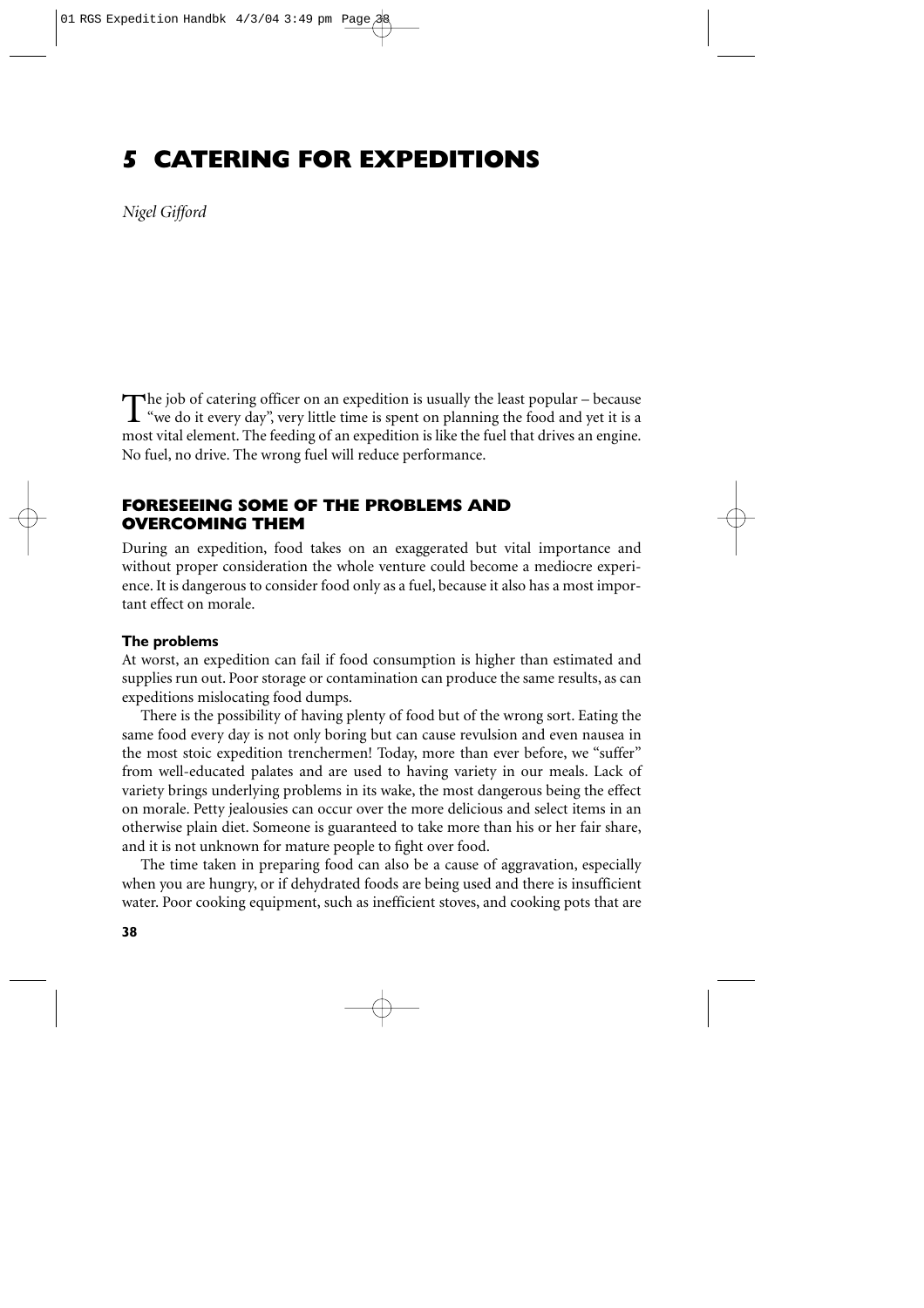# 5 CATERING FOR EXPEDITIONS

*Nigel Gifford*

The job of catering officer on an expedition is usually the least popular – because "we do it every day", very little time is spent on planning the food and yet it is a most vital element. The feeding of an expedition is like the fuel that drives an engine. No fuel, no drive. The wrong fuel will reduce performance.

## FORESEEING SOME OF THE PROBLEMS AND OVERCOMING THEM

During an expedition, food takes on an exaggerated but vital importance and without proper consideration the whole venture could become a mediocre experience. It is dangerous to consider food only as a fuel, because it also has a most important effect on morale.

### The problems

At worst, an expedition can fail if food consumption is higher than estimated and supplies run out. Poor storage or contamination can produce the same results, as can expeditions mislocating food dumps.

There is the possibility of having plenty of food but of the wrong sort. Eating the same food every day is not only boring but can cause revulsion and even nausea in the most stoic expedition trenchermen! Today, more than ever before, we "suffer" from well-educated palates and are used to having variety in our meals. Lack of variety brings underlying problems in its wake, the most dangerous being the effect on morale. Petty jealousies can occur over the more delicious and select items in an otherwise plain diet. Someone is guaranteed to take more than his or her fair share, and it is not unknown for mature people to fight over food.

The time taken in preparing food can also be a cause of aggravation, especially when you are hungry, or if dehydrated foods are being used and there is insufficient water. Poor cooking equipment, such as inefficient stoves, and cooking pots that are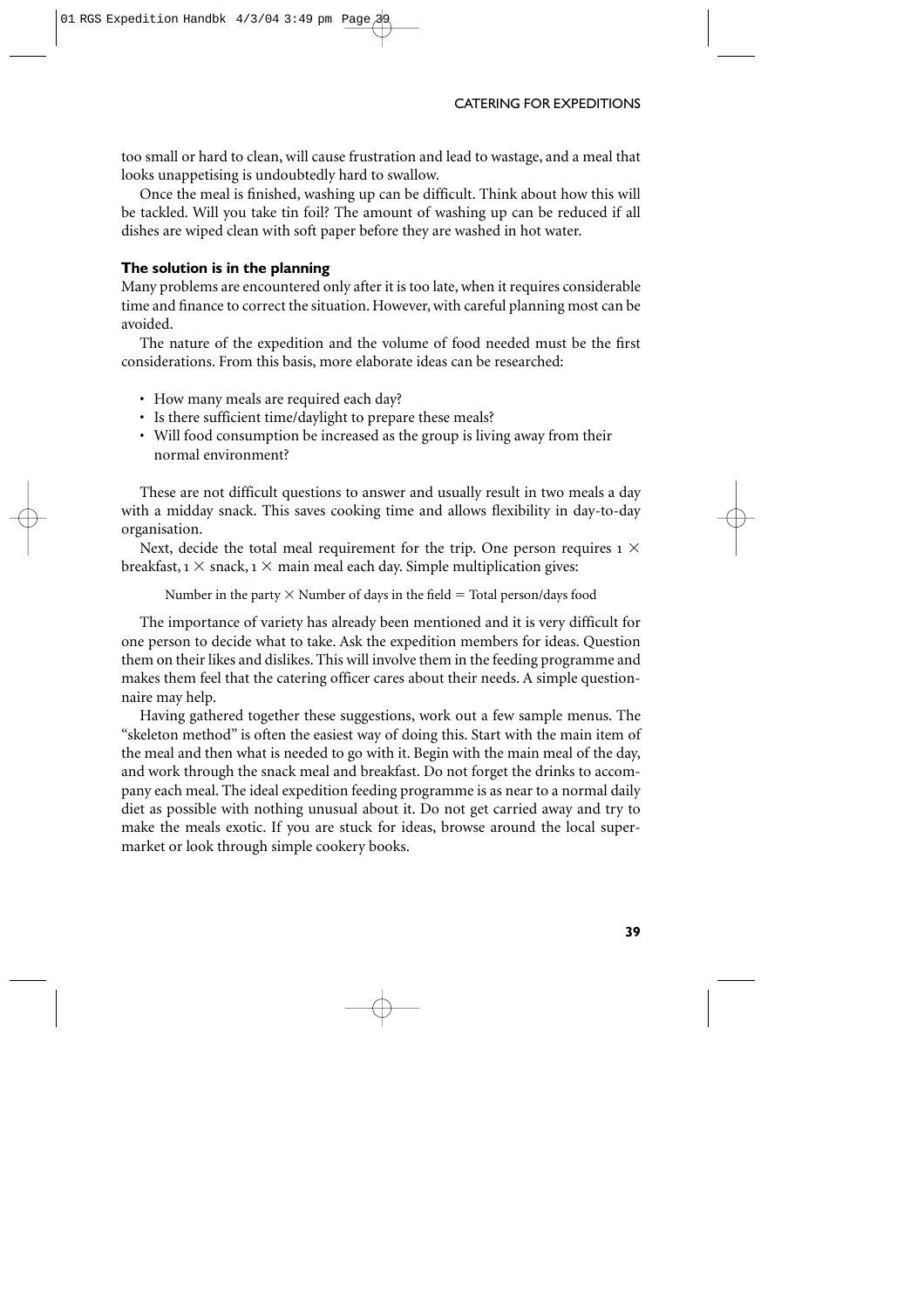too small or hard to clean, will cause frustration and lead to wastage, and a meal that looks unappetising is undoubtedly hard to swallow.

Once the meal is finished, washing up can be difficult. Think about how this will be tackled. Will you take tin foil? The amount of washing up can be reduced if all dishes are wiped clean with soft paper before they are washed in hot water.

### The solution is in the planning

Many problems are encountered only after it is too late, when it requires considerable time and finance to correct the situation. However, with careful planning most can be avoided.

The nature of the expedition and the volume of food needed must be the first considerations. From this basis, more elaborate ideas can be researched:

- How many meals are required each day?
- Is there sufficient time/daylight to prepare these meals?
- Will food consumption be increased as the group is living away from their normal environment?

These are not difficult questions to answer and usually result in two meals a day with a midday snack. This saves cooking time and allows flexibility in day-to-day organisation.

Next, decide the total meal requirement for the trip. One person requires $1 \times$ breakfast, $1 \times$ snack, $1 \times$ main meal each day. Simple multiplication gives:

$$\text{Number in the party} \times \text{Number of days in the field} = \text{Total person/days food}$$

The importance of variety has already been mentioned and it is very difficult for one person to decide what to take. Ask the expedition members for ideas. Question them on their likes and dislikes. This will involve them in the feeding programme and makes them feel that the catering officer cares about their needs. A simple questionnaire may help.

Having gathered together these suggestions, work out a few sample menus. The "skeleton method" is often the easiest way of doing this. Start with the main item of the meal and then what is needed to go with it. Begin with the main meal of the day, and work through the snack meal and breakfast. Do not forget the drinks to accompany each meal. The ideal expedition feeding programme is as near to a normal daily diet as possible with nothing unusual about it. Do not get carried away and try to make the meals exotic. If you are stuck for ideas, browse around the local supermarket or look through simple cookery books.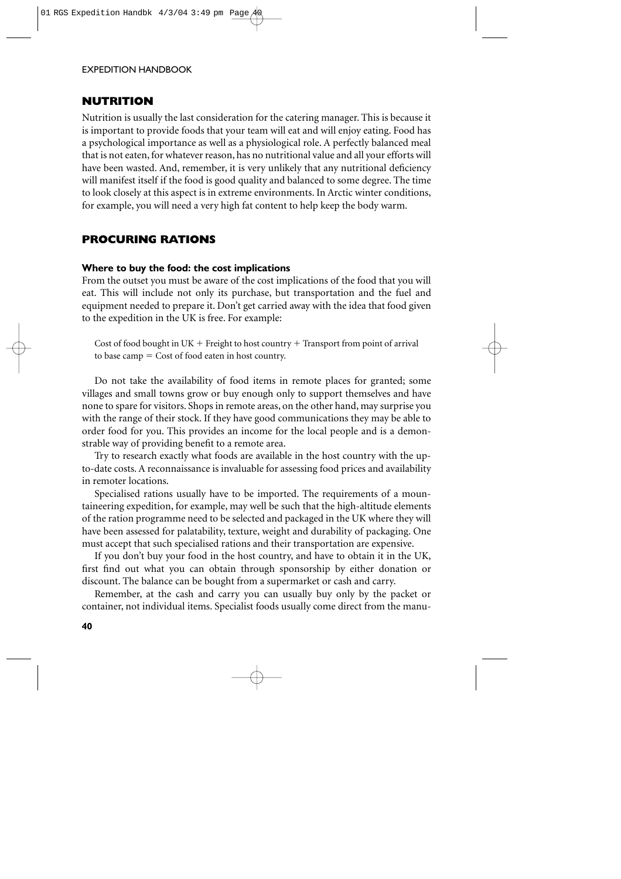## NUTRITION

Nutrition is usually the last consideration for the catering manager. This is because it is important to provide foods that your team will eat and will enjoy eating. Food has a psychological importance as well as a physiological role. A perfectly balanced meal that is not eaten, for whatever reason, has no nutritional value and all your efforts will have been wasted. And, remember, it is very unlikely that any nutritional deficiency will manifest itself if the food is good quality and balanced to some degree. The time to look closely at this aspect is in extreme environments. In Arctic winter conditions, for example, you will need a very high fat content to help keep the body warm.

## PROCURING RATIONS

### Where to buy the food: the cost implications

From the outset you must be aware of the cost implications of the food that you will eat. This will include not only its purchase, but transportation and the fuel and equipment needed to prepare it. Don't get carried away with the idea that food given to the expedition in the UK is free. For example:

> Cost of food bought in UK + Freight to host country + Transport from point of arrival to base camp = Cost of food eaten in host country.

Do not take the availability of food items in remote places for granted; some villages and small towns grow or buy enough only to support themselves and have none to spare for visitors. Shops in remote areas, on the other hand, may surprise you with the range of their stock. If they have good communications they may be able to order food for you. This provides an income for the local people and is a demonstrable way of providing benefit to a remote area.

Try to research exactly what foods are available in the host country with the up-to-date costs. A reconnaissance is invaluable for assessing food prices and availability in remoter locations.

Specialised rations usually have to be imported. The requirements of a mountaineering expedition, for example, may well be such that the high-altitude elements of the ration programme need to be selected and packaged in the UK where they will have been assessed for palatability, texture, weight and durability of packaging. One must accept that such specialised rations and their transportation are expensive.

If you don't buy your food in the host country, and have to obtain it in the UK, first find out what you can obtain through sponsorship by either donation or discount. The balance can be bought from a supermarket or cash and carry.

Remember, at the cash and carry you can usually buy only by the packet or container, not individual items. Specialist foods usually come direct from the manu-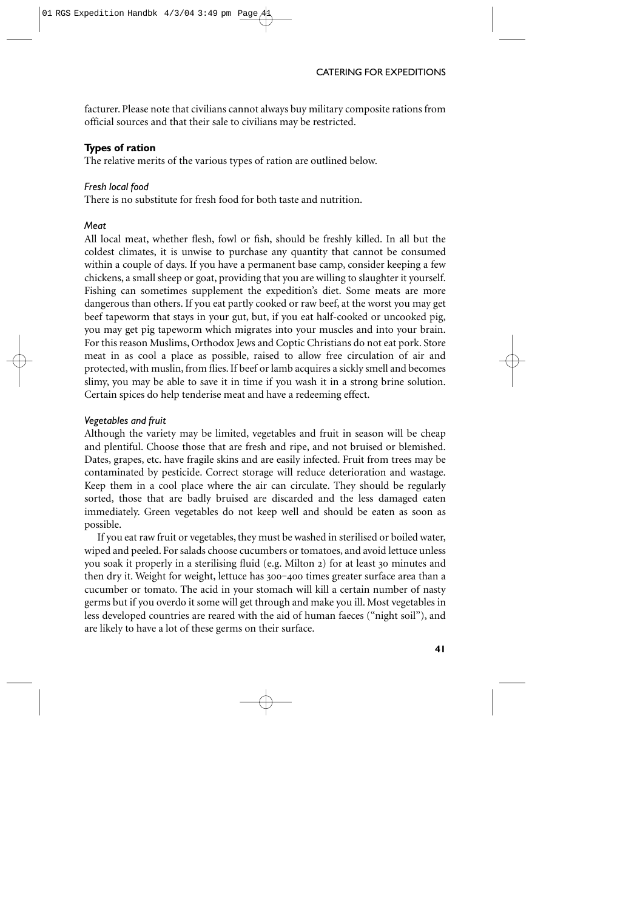facturer. Please note that civilians cannot always buy military composite rations from official sources and that their sale to civilians may be restricted.

### Types of ration

The relative merits of the various types of ration are outlined below.

#### *Fresh local food*

There is no substitute for fresh food for both taste and nutrition.

#### *Meat*

All local meat, whether flesh, fowl or fish, should be freshly killed. In all but the coldest climates, it is unwise to purchase any quantity that cannot be consumed within a couple of days. If you have a permanent base camp, consider keeping a few chickens, a small sheep or goat, providing that you are willing to slaughter it yourself. Fishing can sometimes supplement the expedition's diet. Some meats are more dangerous than others. If you eat partly cooked or raw beef, at the worst you may get beef tapeworm that stays in your gut, but, if you eat half-cooked or uncooked pig, you may get pig tapeworm which migrates into your muscles and into your brain. For this reason Muslims, Orthodox Jews and Coptic Christians do not eat pork. Store meat in as cool a place as possible, raised to allow free circulation of air and protected, with muslin, from flies. If beef or lamb acquires a sickly smell and becomes slimy, you may be able to save it in time if you wash it in a strong brine solution. Certain spices do help tenderise meat and have a redeeming effect.

#### *Vegetables and fruit*

Although the variety may be limited, vegetables and fruit in season will be cheap and plentiful. Choose those that are fresh and ripe, and not bruised or blemished. Dates, grapes, etc. have fragile skins and are easily infected. Fruit from trees may be contaminated by pesticide. Correct storage will reduce deterioration and wastage. Keep them in a cool place where the air can circulate. They should be regularly sorted, those that are badly bruised are discarded and the less damaged eaten immediately. Green vegetables do not keep well and should be eaten as soon as possible.

If you eat raw fruit or vegetables, they must be washed in sterilised or boiled water, wiped and peeled. For salads choose cucumbers or tomatoes, and avoid lettuce unless you soak it properly in a sterilising fluid (e.g. Milton 2) for at least 30 minutes and then dry it. Weight for weight, lettuce has 300–400 times greater surface area than a cucumber or tomato. The acid in your stomach will kill a certain number of nasty germs but if you overdo it some will get through and make you ill. Most vegetables in less developed countries are reared with the aid of human faeces ("night soil"), and are likely to have a lot of these germs on their surface.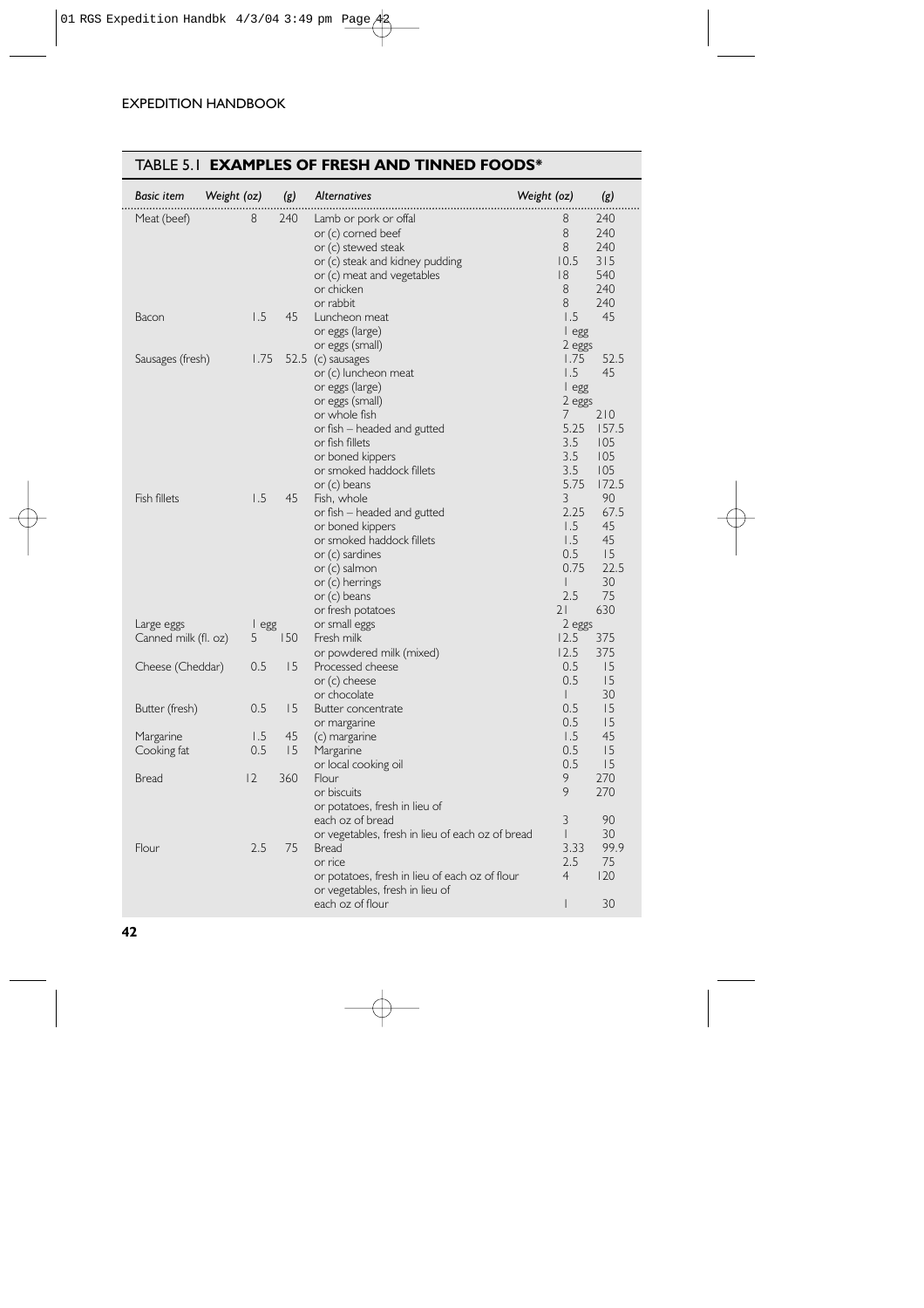## TABLE 5.1 **EXAMPLES OF FRESH AND TINNED FOODS***

| *Basic item* | *Weight (oz)* | *(g)* | *Alternatives* | *Weight (oz)* | *(g)* |
|---|---|---|---|---|---|
| Meat (beef) | 8 | 240 | Lamb or pork or offal | 8 | 240 |
| | | | or (c) corned beef | 8 | 240 |
| | | | or (c) stewed steak | 8 | 240 |
| | | | or (c) steak and kidney pudding | 10.5 | 315 |
| | | | or (c) meat and vegetables | 18 | 540 |
| | | | or chicken | 8 | 240 |
| | | | or rabbit | 8 | 240 |
| Bacon | 1.5 | 45 | Luncheon meat | 1.5 | 45 |
| | | | or eggs (large) | 1 egg | |
| | | | or eggs (small) | 2 eggs | |
| Sausages (fresh) | 1.75 | 52.5 | (c) sausages | 1.75 | 52.5 |
| | | | or (c) luncheon meat | 1.5 | 45 |
| | | | or eggs (large) | 1 egg | |
| | | | or eggs (small) | 2 eggs | |
| | | | or whole fish | 7 | 210 |
| | | | or fish – headed and gutted | 5.25 | 157.5 |
| | | | or fish fillets | 3.5 | 105 |
| | | | or boned kippers | 3.5 | 105 |
| | | | or smoked haddock fillets | 3.5 | 105 |
| | | | or (c) beans | 5.75 | 172.5 |
| Fish fillets | 1.5 | 45 | Fish, whole | 3 | 90 |
| | | | or fish – headed and gutted | 2.25 | 67.5 |
| | | | or boned kippers | 1.5 | 45 |
| | | | or smoked haddock fillets | 1.5 | 45 |
| | | | or (c) sardines | 0.5 | 15 |
| | | | or (c) salmon | 0.75 | 22.5 |
| | | | or (c) herrings | 1 | 30 |
| | | | or (c) beans | 2.5 | 75 |
| | | | or fresh potatoes | 21 | 630 |
| Large eggs | 1 egg | | or small eggs | 2 eggs | |
| Canned milk (fl. oz) | 5 | 150 | Fresh milk | 12.5 | 375 |
| | | | or powdered milk (mixed) | 12.5 | 375 |
| Cheese (Cheddar) | 0.5 | 15 | Processed cheese | 0.5 | 15 |
| | | | or (c) cheese | 0.5 | 15 |
| | | | or chocolate | 1 | 30 |
| Butter (fresh) | 0.5 | 15 | Butter concentrate | 0.5 | 15 |
| | | | or margarine | 0.5 | 15 |
| Margarine | 1.5 | 45 | (c) margarine | 1.5 | 45 |
| Cooking fat | 0.5 | 15 | Margarine | 0.5 | 15 |
| | | | or local cooking oil | 0.5 | 15 |
| Bread | 12 | 360 | Flour | 9 | 270 |
| | | | or biscuits | 9 | 270 |
| | | | or potatoes, fresh in lieu of each oz of bread | 3 | 90 |
| | | | or vegetables, fresh in lieu of each oz of bread | 1 | 30 |
| Flour | 2.5 | 75 | Bread | 3.33 | 99.9 |
| | | | or rice | 2.5 | 75 |
| | | | or potatoes, fresh in lieu of each oz of flour | 4 | 120 |
| | | | or vegetables, fresh in lieu of each oz of flour | 1 | 30 |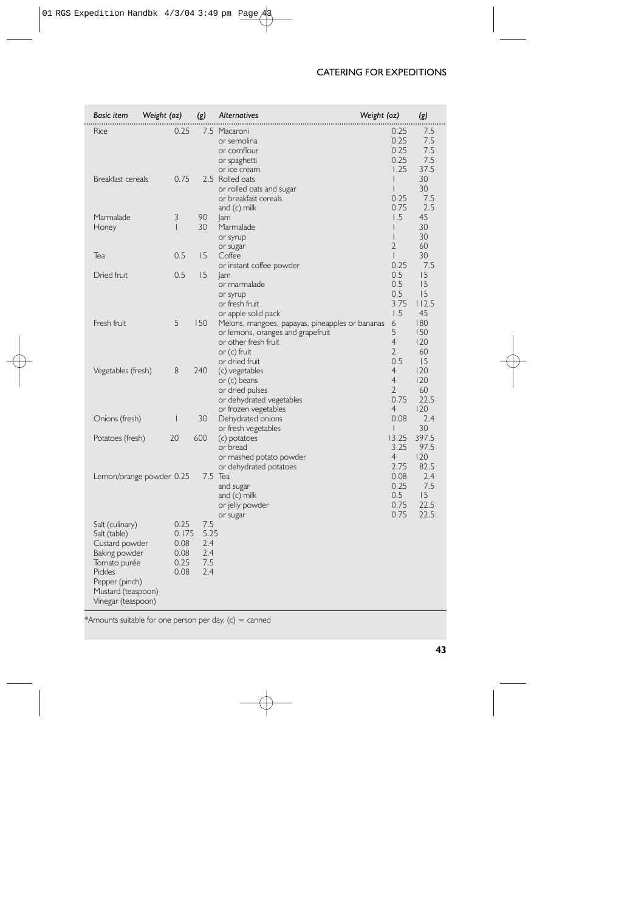| *Basic item* | *Weight (oz)* | *(g)* | *Alternatives* | *Weight (oz)* | *(g)* |
|---|---|---|---|---|---|
| Rice | 0.25 | 7.5 | Macaroni | 0.25 | 7.5 |
| | | | or semolina | 0.25 | 7.5 |
| | | | or cornflour | 0.25 | 7.5 |
| | | | or spaghetti | 0.25 | 7.5 |
| | | | or ice cream | 1.25 | 37.5 |
| Breakfast cereals | 0.75 | 2.5 | Rolled oats | 1 | 30 |
| | | | or rolled oats and sugar | 1 | 30 |
| | | | or breakfast cereals | 0.25 | 7.5 |
| | | | and (c) milk | 0.75 | 2.5 |
| Marmalade | 3 | 90 | Jam | 1.5 | 45 |
| Honey | 1 | 30 | Marmalade | 1 | 30 |
| | | | or syrup | 1 | 30 |
| | | | or sugar | 2 | 60 |
| Tea | 0.5 | 15 | Coffee | 1 | 30 |
| | | | or instant coffee powder | 0.25 | 7.5 |
| Dried fruit | 0.5 | 15 | Jam | 0.5 | 15 |
| | | | or marmalade | 0.5 | 15 |
| | | | or syrup | 0.5 | 15 |
| | | | or fresh fruit | 3.75 | 112.5 |
| | | | or apple solid pack | 1.5 | 45 |
| Fresh fruit | 5 | 150 | Melons, mangoes, papayas, pineapples or bananas | 6 | 180 |
| | | | or lemons, oranges and grapefruit | 5 | 150 |
| | | | or other fresh fruit | 4 | 120 |
| | | | or (c) fruit | 2 | 60 |
| | | | or dried fruit | 0.5 | 15 |
| Vegetables (fresh) | 8 | 240 | (c) vegetables | 4 | 120 |
| | | | or (c) beans | 4 | 120 |
| | | | or dried pulses | 2 | 60 |
| | | | or dehydrated vegetables | 0.75 | 22.5 |
| | | | or frozen vegetables | 4 | 120 |
| Onions (fresh) | 1 | 30 | Dehydrated onions | 0.08 | 2.4 |
| | | | or fresh vegetables | 1 | 30 |
| Potatoes (fresh) | 20 | 600 | (c) potatoes | 13.25 | 397.5 |
| | | | or bread | 3.25 | 97.5 |
| | | | or mashed potato powder | 4 | 120 |
| | | | or dehydrated potatoes | 2.75 | 82.5 |
| Lemon/orange powder | 0.25 | 7.5 | Tea | 0.08 | 2.4 |
| | | | and sugar | 0.25 | 7.5 |
| | | | and (c) milk | 0.5 | 15 |
| | | | or jelly powder | 0.75 | 22.5 |
| | | | or sugar | 0.75 | 22.5 |
| Salt (culinary) | 0.25 | 7.5 | | | |
| Salt (table) | 0.175 | 5.25 | | | |
| Custard powder | 0.08 | 2.4 | | | |
| Baking powder | 0.08 | 2.4 | | | |
| Tomato purée | 0.25 | 7.5 | | | |
| Pickles | 0.08 | 2.4 | | | |
| Pepper (pinch) | | | | | |
| Mustard (teaspoon) | | | | | |
| Vinegar (teaspoon) | | | | | |

*Amounts suitable for one person per day, (c) = canned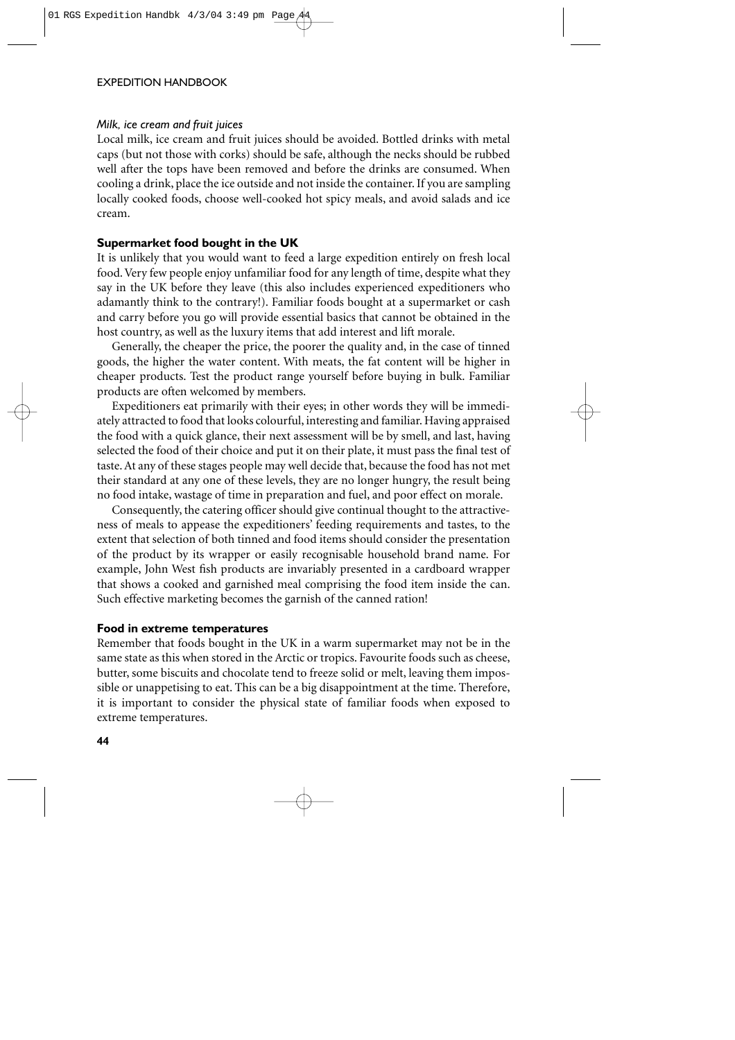*Milk, ice cream and fruit juices*

Local milk, ice cream and fruit juices should be avoided. Bottled drinks with metal caps (but not those with corks) should be safe, although the necks should be rubbed well after the tops have been removed and before the drinks are consumed. When cooling a drink, place the ice outside and not inside the container. If you are sampling locally cooked foods, choose well-cooked hot spicy meals, and avoid salads and ice cream.

### Supermarket food bought in the UK

It is unlikely that you would want to feed a large expedition entirely on fresh local food. Very few people enjoy unfamiliar food for any length of time, despite what they say in the UK before they leave (this also includes experienced expeditioners who adamantly think to the contrary!). Familiar foods bought at a supermarket or cash and carry before you go will provide essential basics that cannot be obtained in the host country, as well as the luxury items that add interest and lift morale.

Generally, the cheaper the price, the poorer the quality and, in the case of tinned goods, the higher the water content. With meats, the fat content will be higher in cheaper products. Test the product range yourself before buying in bulk. Familiar products are often welcomed by members.

Expeditioners eat primarily with their eyes; in other words they will be immediately attracted to food that looks colourful, interesting and familiar. Having appraised the food with a quick glance, their next assessment will be by smell, and last, having selected the food of their choice and put it on their plate, it must pass the final test of taste. At any of these stages people may well decide that, because the food has not met their standard at any one of these levels, they are no longer hungry, the result being no food intake, wastage of time in preparation and fuel, and poor effect on morale.

Consequently, the catering officer should give continual thought to the attractiveness of meals to appease the expeditioners' feeding requirements and tastes, to the extent that selection of both tinned and food items should consider the presentation of the product by its wrapper or easily recognisable household brand name. For example, John West fish products are invariably presented in a cardboard wrapper that shows a cooked and garnished meal comprising the food item inside the can. Such effective marketing becomes the garnish of the canned ration!

### Food in extreme temperatures

Remember that foods bought in the UK in a warm supermarket may not be in the same state as this when stored in the Arctic or tropics. Favourite foods such as cheese, butter, some biscuits and chocolate tend to freeze solid or melt, leaving them impossible or unappetising to eat. This can be a big disappointment at the time. Therefore, it is important to consider the physical state of familiar foods when exposed to extreme temperatures.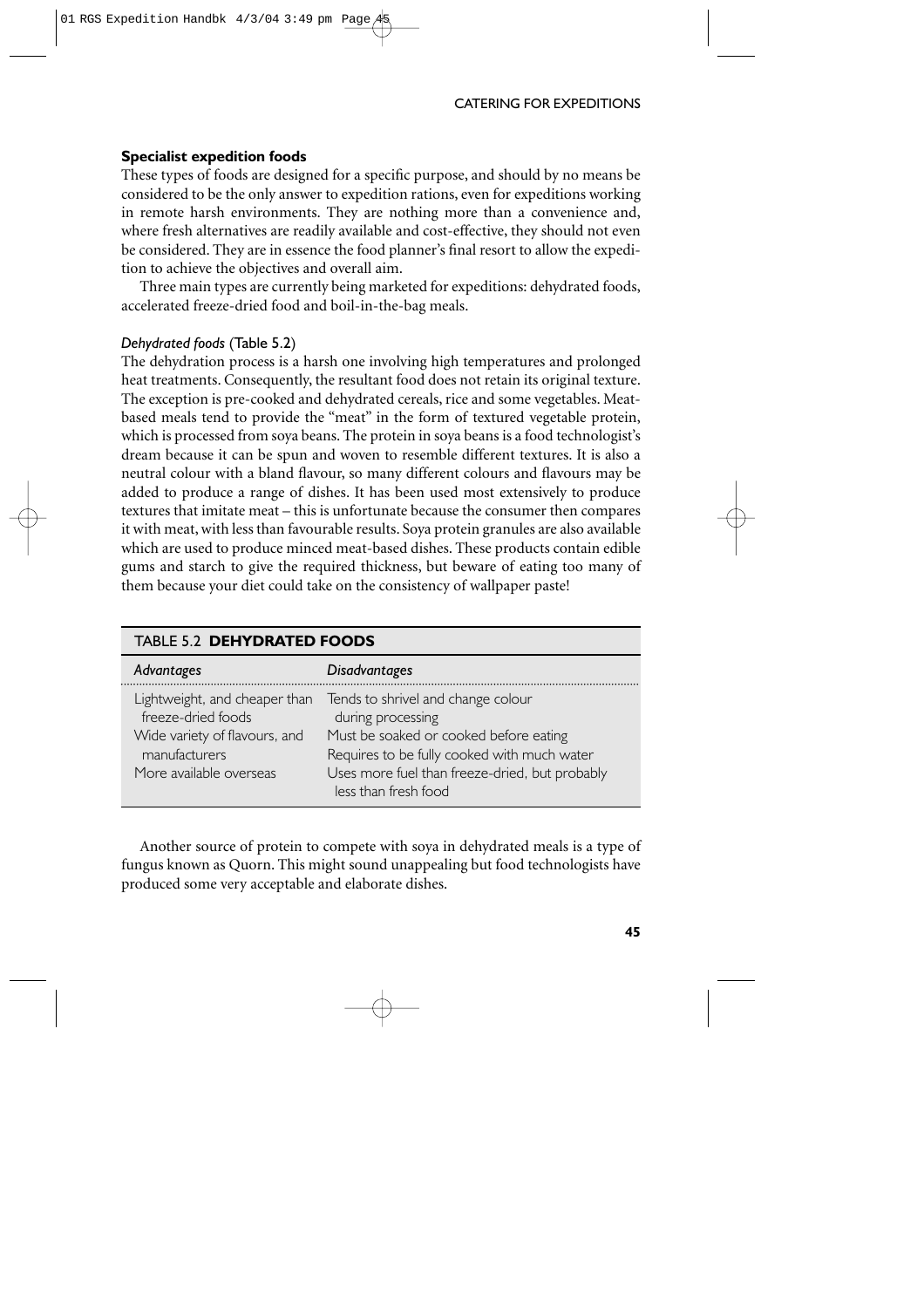### Specialist expedition foods

These types of foods are designed for a specific purpose, and should by no means be considered to be the only answer to expedition rations, even for expeditions working in remote harsh environments. They are nothing more than a convenience and, where fresh alternatives are readily available and cost-effective, they should not even be considered. They are in essence the food planner's final resort to allow the expedition to achieve the objectives and overall aim.

Three main types are currently being marketed for expeditions: dehydrated foods, accelerated freeze-dried food and boil-in-the-bag meals.

#### *Dehydrated foods* (Table 5.2)

The dehydration process is a harsh one involving high temperatures and prolonged heat treatments. Consequently, the resultant food does not retain its original texture. The exception is pre-cooked and dehydrated cereals, rice and some vegetables. Meat-based meals tend to provide the "meat" in the form of textured vegetable protein, which is processed from soya beans. The protein in soya beans is a food technologist's dream because it can be spun and woven to resemble different textures. It is also a neutral colour with a bland flavour, so many different colours and flavours may be added to produce a range of dishes. It has been used most extensively to produce textures that imitate meat – this is unfortunate because the consumer then compares it with meat, with less than favourable results. Soya protein granules are also available which are used to produce minced meat-based dishes. These products contain edible gums and starch to give the required thickness, but beware of eating too many of them because your diet could take on the consistency of wallpaper paste!

TABLE 5.2 **DEHYDRATED FOODS**

| *Advantages* | *Disadvantages* |
|---|---|
| Lightweight, and cheaper than freeze-dried foods | Tends to shrivel and change colour during processing |
| Wide variety of flavours, and manufacturers | Must be soaked or cooked before eating |
| More available overseas | Requires to be fully cooked with much water |
| | Uses more fuel than freeze-dried, but probably less than fresh food |

Another source of protein to compete with soya in dehydrated meals is a type of fungus known as Quorn. This might sound unappealing but food technologists have produced some very acceptable and elaborate dishes.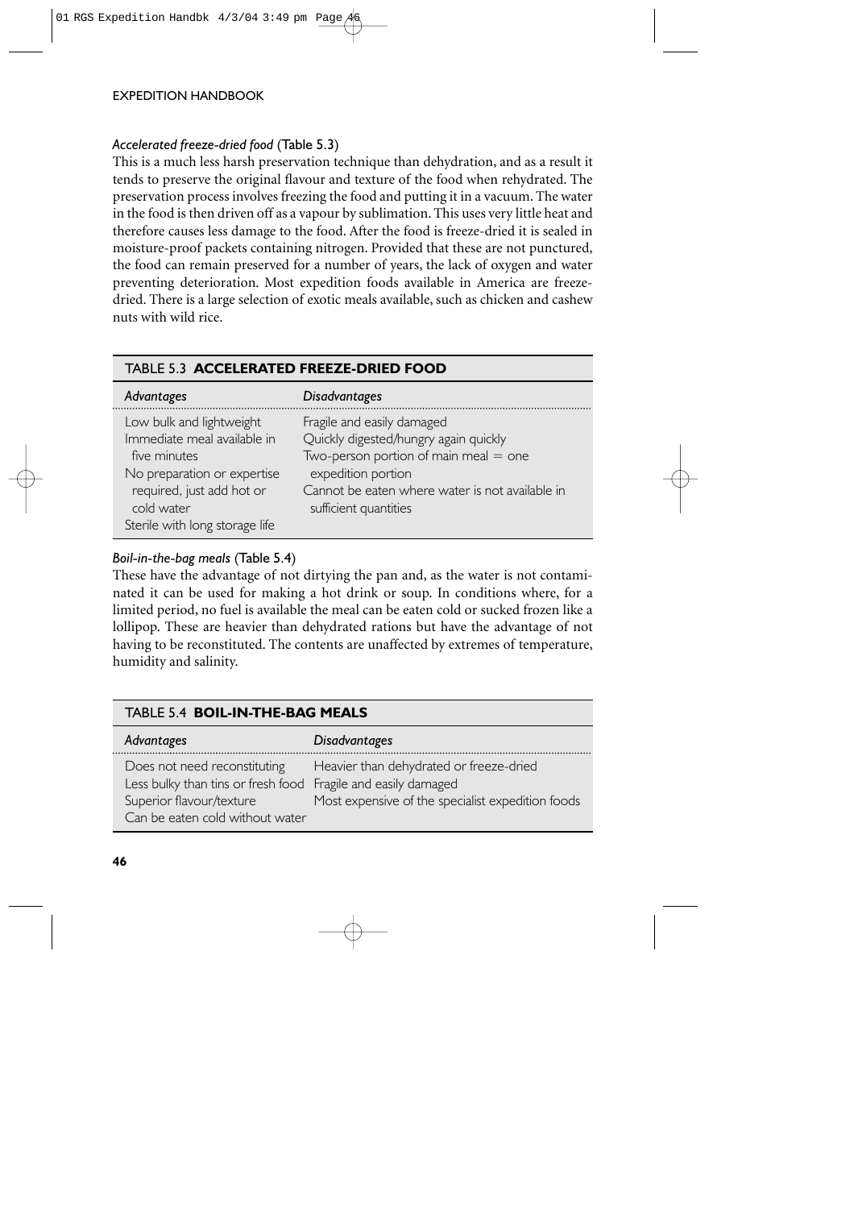*Accelerated freeze-dried food* (Table 5.3)

This is a much less harsh preservation technique than dehydration, and as a result it tends to preserve the original flavour and texture of the food when rehydrated. The preservation process involves freezing the food and putting it in a vacuum. The water in the food is then driven off as a vapour by sublimation. This uses very little heat and therefore causes less damage to the food. After the food is freeze-dried it is sealed in moisture-proof packets containing nitrogen. Provided that these are not punctured, the food can remain preserved for a number of years, the lack of oxygen and water preventing deterioration. Most expedition foods available in America are freeze-dried. There is a large selection of exotic meals available, such as chicken and cashew nuts with wild rice.

**TABLE 5.3 ACCELERATED FREEZE-DRIED FOOD**

| *Advantages* | *Disadvantages* |
|---|---|
| Low bulk and lightweight | Fragile and easily damaged |
| Immediate meal available in five minutes | Quickly digested/hungry again quickly |
| No preparation or expertise required, just add hot or cold water | Two-person portion of main meal = one expedition portion |
| Sterile with long storage life | Cannot be eaten where water is not available in sufficient quantities |

*Boil-in-the-bag meals* (Table 5.4)

These have the advantage of not dirtying the pan and, as the water is not contaminated it can be used for making a hot drink or soup. In conditions where, for a limited period, no fuel is available the meal can be eaten cold or sucked frozen like a lollipop. These are heavier than dehydrated rations but have the advantage of not having to be reconstituted. The contents are unaffected by extremes of temperature, humidity and salinity.

**TABLE 5.4 BOIL-IN-THE-BAG MEALS**

| *Advantages* | *Disadvantages* |
|---|---|
| Does not need reconstituting | Heavier than dehydrated or freeze-dried |
| Less bulky than tins or fresh food | Fragile and easily damaged |
| Superior flavour/texture | Most expensive of the specialist expedition foods |
| Can be eaten cold without water | |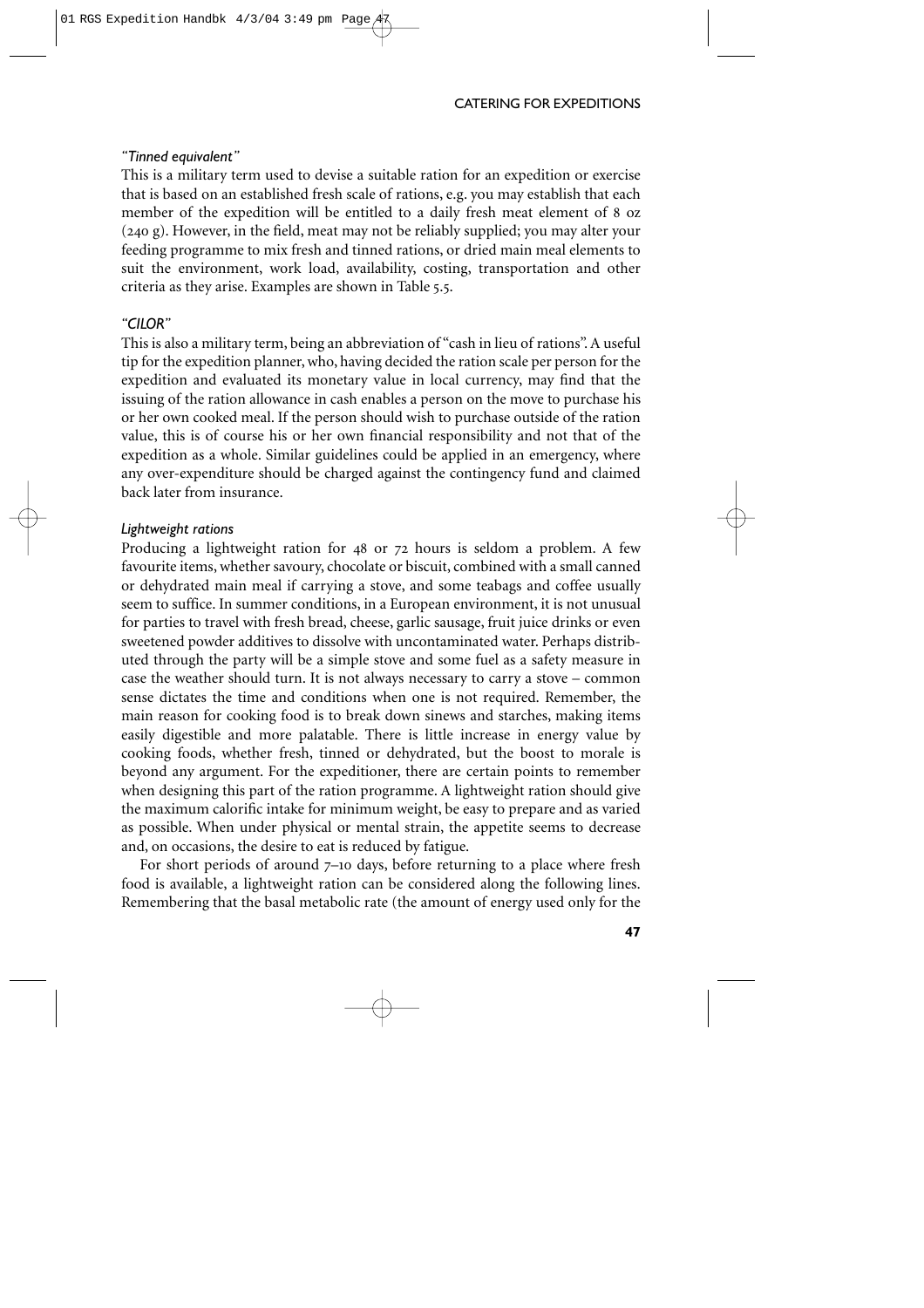### *"Tinned equivalent"*

This is a military term used to devise a suitable ration for an expedition or exercise that is based on an established fresh scale of rations, e.g. you may establish that each member of the expedition will be entitled to a daily fresh meat element of 8 oz (240 g). However, in the field, meat may not be reliably supplied; you may alter your feeding programme to mix fresh and tinned rations, or dried main meal elements to suit the environment, work load, availability, costing, transportation and other criteria as they arise. Examples are shown in Table 5.5.

### *"CILOR"*

This is also a military term, being an abbreviation of "cash in lieu of rations". A useful tip for the expedition planner, who, having decided the ration scale per person for the expedition and evaluated its monetary value in local currency, may find that the issuing of the ration allowance in cash enables a person on the move to purchase his or her own cooked meal. If the person should wish to purchase outside of the ration value, this is of course his or her own financial responsibility and not that of the expedition as a whole. Similar guidelines could be applied in an emergency, where any over-expenditure should be charged against the contingency fund and claimed back later from insurance.

### *Lightweight rations*

Producing a lightweight ration for 48 or 72 hours is seldom a problem. A few favourite items, whether savoury, chocolate or biscuit, combined with a small canned or dehydrated main meal if carrying a stove, and some teabags and coffee usually seem to suffice. In summer conditions, in a European environment, it is not unusual for parties to travel with fresh bread, cheese, garlic sausage, fruit juice drinks or even sweetened powder additives to dissolve with uncontaminated water. Perhaps distributed through the party will be a simple stove and some fuel as a safety measure in case the weather should turn. It is not always necessary to carry a stove – common sense dictates the time and conditions when one is not required. Remember, the main reason for cooking food is to break down sinews and starches, making items easily digestible and more palatable. There is little increase in energy value by cooking foods, whether fresh, tinned or dehydrated, but the boost to morale is beyond any argument. For the expeditioner, there are certain points to remember when designing this part of the ration programme. A lightweight ration should give the maximum calorific intake for minimum weight, be easy to prepare and as varied as possible. When under physical or mental strain, the appetite seems to decrease and, on occasions, the desire to eat is reduced by fatigue.

For short periods of around 7–10 days, before returning to a place where fresh food is available, a lightweight ration can be considered along the following lines. Remembering that the basal metabolic rate (the amount of energy used only for the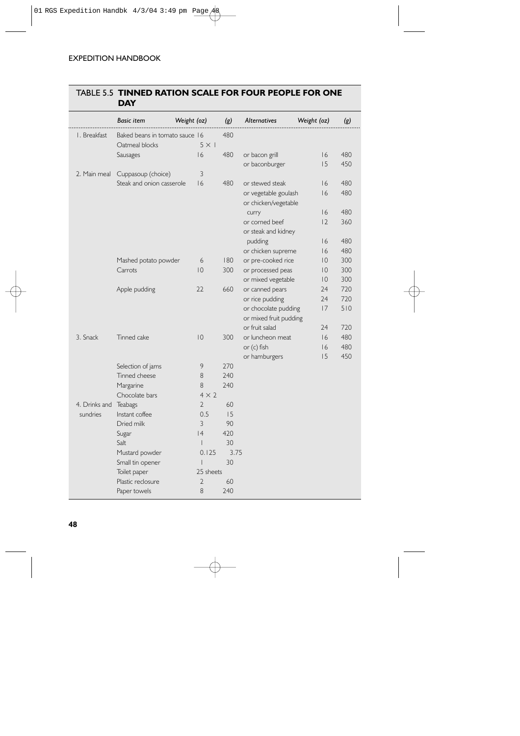## TABLE 5.5 TINNED RATION SCALE FOR FOUR PEOPLE FOR ONE DAY

| | *Basic item* | *Weight (oz)* | *(g)* | *Alternatives* | *Weight (oz)* | *(g)* |
|---|---|---|---|---|---|---|
| 1. Breakfast | Baked beans in tomato sauce | 16 | 480 | | | |
| | Oatmeal blocks | 5 × 1 | | | | |
| | Sausages | 16 | 480 | or bacon grill | 16 | 480 |
| | | | | or baconburger | 15 | 450 |
| 2. Main meal | Cuppasoup (choice) | 3 | | | | |
| | Steak and onion casserole | 16 | 480 | or stewed steak | 16 | 480 |
| | | | | or vegetable goulash | 16 | 480 |
| | | | | or chicken/vegetable curry | 16 | 480 |
| | | | | or corned beef | 12 | 360 |
| | | | | or steak and kidney pudding | 16 | 480 |
| | | | | or chicken supreme | 16 | 480 |
| | Mashed potato powder | 6 | 180 | or pre-cooked rice | 10 | 300 |
| | Carrots | 10 | 300 | or processed peas | 10 | 300 |
| | | | | or mixed vegetable | 10 | 300 |
| | Apple pudding | 22 | 660 | or canned pears | 24 | 720 |
| | | | | or rice pudding | 24 | 720 |
| | | | | or chocolate pudding | 17 | 510 |
| | | | | or mixed fruit pudding | | |
| | | | | or fruit salad | 24 | 720 |
| 3. Snack | Tinned cake | 10 | 300 | or luncheon meat | 16 | 480 |
| | | | | or (c) fish | 16 | 480 |
| | | | | or hamburgers | 15 | 450 |
| | Selection of jams | 9 | 270 | | | |
| | Tinned cheese | 8 | 240 | | | |
| | Margarine | 8 | 240 | | | |
| | Chocolate bars | 4 × 2 | | | | |
| 4. Drinks and sundries | Teabags | 2 | 60 | | | |
| | Instant coffee | 0.5 | 15 | | | |
| | Dried milk | 3 | 90 | | | |
| | Sugar | 14 | 420 | | | |
| | Salt | 1 | 30 | | | |
| | Mustard powder | 0.125 | 3.75 | | | |
| | Small tin opener | 1 | 30 | | | |
| | Toilet paper | 25 sheets | | | | |
| | Plastic reclosure | 2 | 60 | | | |
| | Paper towels | 8 | 240 | | | |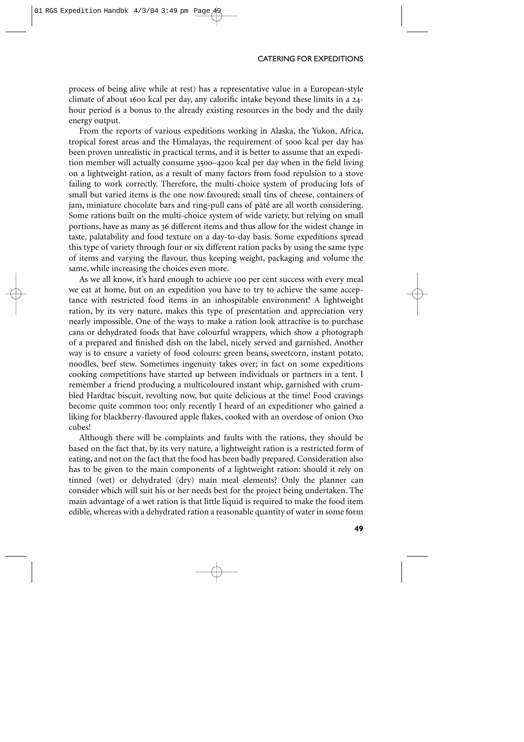process of being alive while at rest) has a representative value in a European-style climate of about 1600 kcal per day, any calorific intake beyond these limits in a 24-hour period is a bonus to the already existing resources in the body and the daily energy output.

From the reports of various expeditions working in Alaska, the Yukon, Africa, tropical forest areas and the Himalayas, the requirement of 5000 kcal per day has been proven unrealistic in practical terms, and it is better to assume that an expedition member will actually consume 3500–4200 kcal per day when in the field living on a lightweight ration, as a result of many factors from food repulsion to a stove failing to work correctly. Therefore, the multi-choice system of producing lots of small but varied items is the one now favoured; small tins of cheese, containers of jam, miniature chocolate bars and ring-pull cans of pâté are all worth considering. Some rations built on the multi-choice system of wide variety, but relying on small portions, have as many as 36 different items and thus allow for the widest change in taste, palatability and food texture on a day-to-day basis. Some expeditions spread this type of variety through four or six different ration packs by using the same type of items and varying the flavour, thus keeping weight, packaging and volume the same, while increasing the choices even more.

As we all know, it's hard enough to achieve 100 per cent success with every meal we eat at home, but on an expedition you have to try to achieve the same acceptance with restricted food items in an inhospitable environment! A lightweight ration, by its very nature, makes this type of presentation and appreciation very nearly impossible. One of the ways to make a ration look attractive is to purchase cans or dehydrated foods that have colourful wrappers, which show a photograph of a prepared and finished dish on the label, nicely served and garnished. Another way is to ensure a variety of food colours: green beans, sweetcorn, instant potato, noodles, beef stew. Sometimes ingenuity takes over; in fact on some expeditions cooking competitions have started up between individuals or partners in a tent. I remember a friend producing a multicoloured instant whip, garnished with crumbled Hardtac biscuit, revolting now, but quite delicious at the time! Food cravings become quite common too; only recently I heard of an expeditioner who gained a liking for blackberry-flavoured apple flakes, cooked with an overdose of onion Oxo cubes!

Although there will be complaints and faults with the rations, they should be based on the fact that, by its very nature, a lightweight ration is a restricted form of eating, and not on the fact that the food has been badly prepared. Consideration also has to be given to the main components of a lightweight ration: should it rely on tinned (wet) or dehydrated (dry) main meal elements? Only the planner can consider which will suit his or her needs best for the project being undertaken. The main advantage of a wet ration is that little liquid is required to make the food item edible, whereas with a dehydrated ration a reasonable quantity of water in some form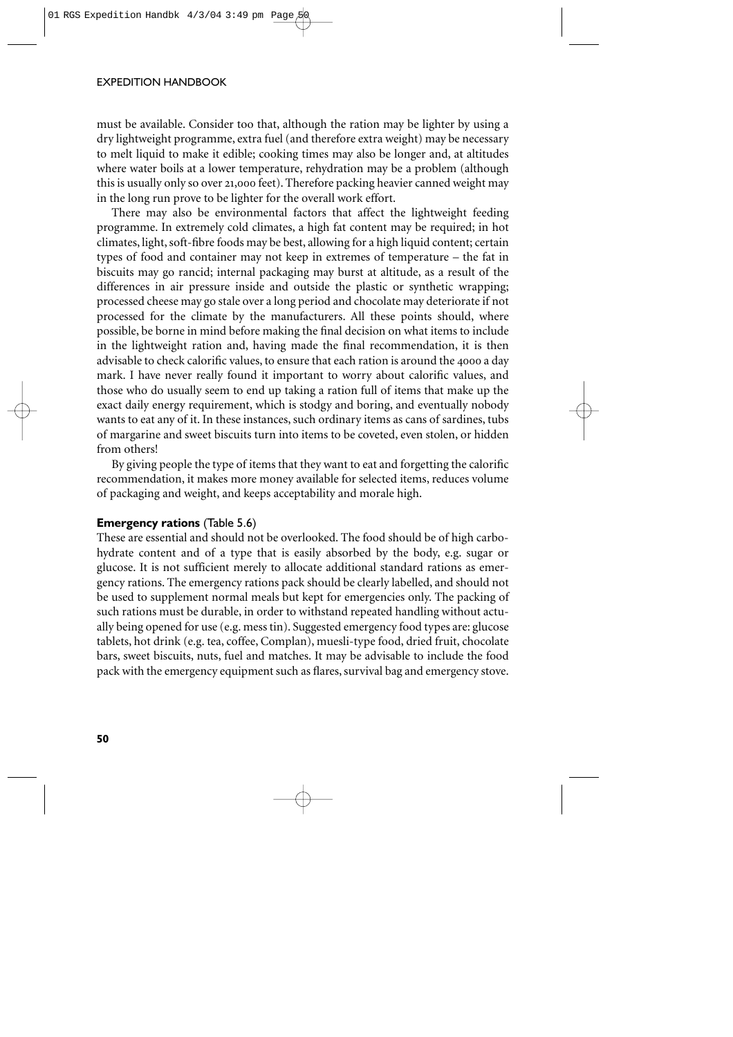must be available. Consider too that, although the ration may be lighter by using a dry lightweight programme, extra fuel (and therefore extra weight) may be necessary to melt liquid to make it edible; cooking times may also be longer and, at altitudes where water boils at a lower temperature, rehydration may be a problem (although this is usually only so over 21,000 feet). Therefore packing heavier canned weight may in the long run prove to be lighter for the overall work effort.

There may also be environmental factors that affect the lightweight feeding programme. In extremely cold climates, a high fat content may be required; in hot climates, light, soft-fibre foods may be best, allowing for a high liquid content; certain types of food and container may not keep in extremes of temperature – the fat in biscuits may go rancid; internal packaging may burst at altitude, as a result of the differences in air pressure inside and outside the plastic or synthetic wrapping; processed cheese may go stale over a long period and chocolate may deteriorate if not processed for the climate by the manufacturers. All these points should, where possible, be borne in mind before making the final decision on what items to include in the lightweight ration and, having made the final recommendation, it is then advisable to check calorific values, to ensure that each ration is around the 4000 a day mark. I have never really found it important to worry about calorific values, and those who do usually seem to end up taking a ration full of items that make up the exact daily energy requirement, which is stodgy and boring, and eventually nobody wants to eat any of it. In these instances, such ordinary items as cans of sardines, tubs of margarine and sweet biscuits turn into items to be coveted, even stolen, or hidden from others!

By giving people the type of items that they want to eat and forgetting the calorific recommendation, it makes more money available for selected items, reduces volume of packaging and weight, and keeps acceptability and morale high.

### **Emergency rations** (Table 5.6)

These are essential and should not be overlooked. The food should be of high carbohydrate content and of a type that is easily absorbed by the body, e.g. sugar or glucose. It is not sufficient merely to allocate additional standard rations as emergency rations. The emergency rations pack should be clearly labelled, and should not be used to supplement normal meals but kept for emergencies only. The packing of such rations must be durable, in order to withstand repeated handling without actually being opened for use (e.g. mess tin). Suggested emergency food types are: glucose tablets, hot drink (e.g. tea, coffee, Complan), muesli-type food, dried fruit, chocolate bars, sweet biscuits, nuts, fuel and matches. It may be advisable to include the food pack with the emergency equipment such as flares, survival bag and emergency stove.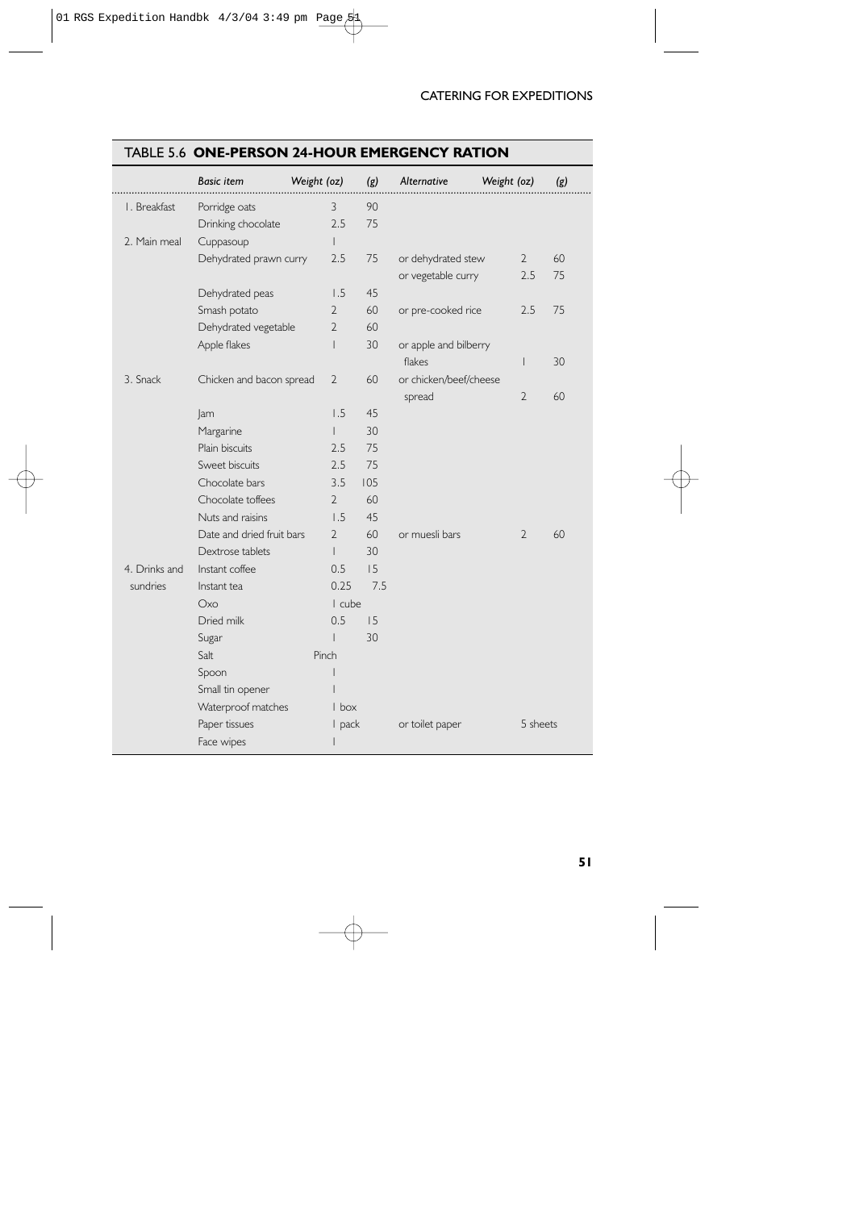## TABLE 5.6 **ONE-PERSON 24-HOUR EMERGENCY RATION**

| | *Basic item* | *Weight (oz)* | *(g)* | *Alternative* | *Weight (oz)* | *(g)* |
|---|---|---|---|---|---|---|
| 1. Breakfast | Porridge oats | 3 | 90 | | | |
| | Drinking chocolate | 2.5 | 75 | | | |
| 2. Main meal | Cuppasoup | 1 | | | | |
| | Dehydrated prawn curry | 2.5 | 75 | or dehydrated stew | 2 | 60 |
| | | | | or vegetable curry | 2.5 | 75 |
| | Dehydrated peas | 1.5 | 45 | | | |
| | Smash potato | 2 | 60 | or pre-cooked rice | 2.5 | 75 |
| | Dehydrated vegetable | 2 | 60 | | | |
| | Apple flakes | 1 | 30 | or apple and bilberry flakes | 1 | 30 |
| 3. Snack | Chicken and bacon spread | 2 | 60 | or chicken/beef/cheese spread | 2 | 60 |
| | Jam | 1.5 | 45 | | | |
| | Margarine | 1 | 30 | | | |
| | Plain biscuits | 2.5 | 75 | | | |
| | Sweet biscuits | 2.5 | 75 | | | |
| | Chocolate bars | 3.5 | 105 | | | |
| | Chocolate toffees | 2 | 60 | | | |
| | Nuts and raisins | 1.5 | 45 | | | |
| | Date and dried fruit bars | 2 | 60 | or muesli bars | 2 | 60 |
| | Dextrose tablets | 1 | 30 | | | |
| 4. Drinks and sundries | Instant coffee | 0.5 | 15 | | | |
| | Instant tea | 0.25 | 7.5 | | | |
| | Oxo | 1 cube | | | | |
| | Dried milk | 0.5 | 15 | | | |
| | Sugar | 1 | 30 | | | |
| | Salt | Pinch | | | | |
| | Spoon | 1 | | | | |
| | Small tin opener | 1 | | | | |
| | Waterproof matches | 1 box | | | | |
| | Paper tissues | 1 pack | | or toilet paper | 5 sheets | |
| | Face wipes | 1 | | | | |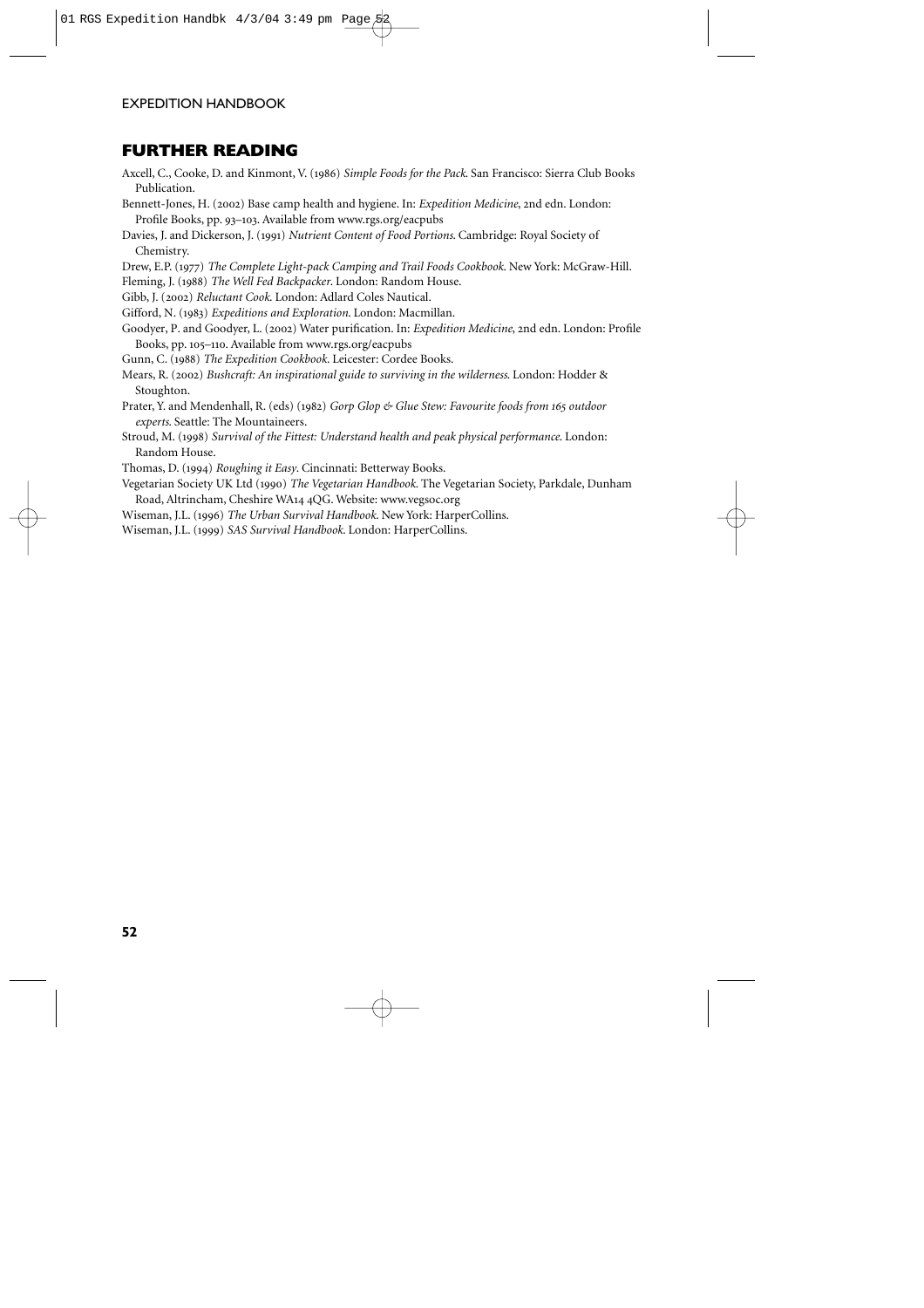## FURTHER READING

Axcell, C., Cooke, D. and Kinmont, V. (1986) *Simple Foods for the Pack*. San Francisco: Sierra Club Books Publication.

Bennett-Jones, H. (2002) Base camp health and hygiene. In: *Expedition Medicine*, 2nd edn. London: Profile Books, pp. 93–103. Available from www.rgs.org/eacpubs

Davies, J. and Dickerson, J. (1991) *Nutrient Content of Food Portions*. Cambridge: Royal Society of Chemistry.

Drew, E.P. (1977) *The Complete Light-pack Camping and Trail Foods Cookbook*. New York: McGraw-Hill.

Fleming, J. (1988) *The Well Fed Backpacker*. London: Random House.

Gibb, J. (2002) *Reluctant Cook*. London: Adlard Coles Nautical.

Gifford, N. (1983) *Expeditions and Exploration*. London: Macmillan.

Goodyer, P. and Goodyer, L. (2002) Water purification. In: *Expedition Medicine*, 2nd edn. London: Profile Books, pp. 105–110. Available from www.rgs.org/eacpubs

Gunn, C. (1988) *The Expedition Cookbook*. Leicester: Cordee Books.

Mears, R. (2002) *Bushcraft: An inspirational guide to surviving in the wilderness*. London: Hodder & Stoughton.

Prater, Y. and Mendenhall, R. (eds) (1982) *Gorp Glop & Glue Stew: Favourite foods from 165 outdoor experts*. Seattle: The Mountaineers.

Stroud, M. (1998) *Survival of the Fittest: Understand health and peak physical performance*. London: Random House.

Thomas, D. (1994) *Roughing it Easy*. Cincinnati: Betterway Books.

Vegetarian Society UK Ltd (1990) *The Vegetarian Handbook*. The Vegetarian Society, Parkdale, Dunham Road, Altrincham, Cheshire WA14 4QG. Website: www.vegsoc.org

Wiseman, J.L. (1996) *The Urban Survival Handbook*. New York: HarperCollins.

Wiseman, J.L. (1999) *SAS Survival Handbook*. London: HarperCollins.